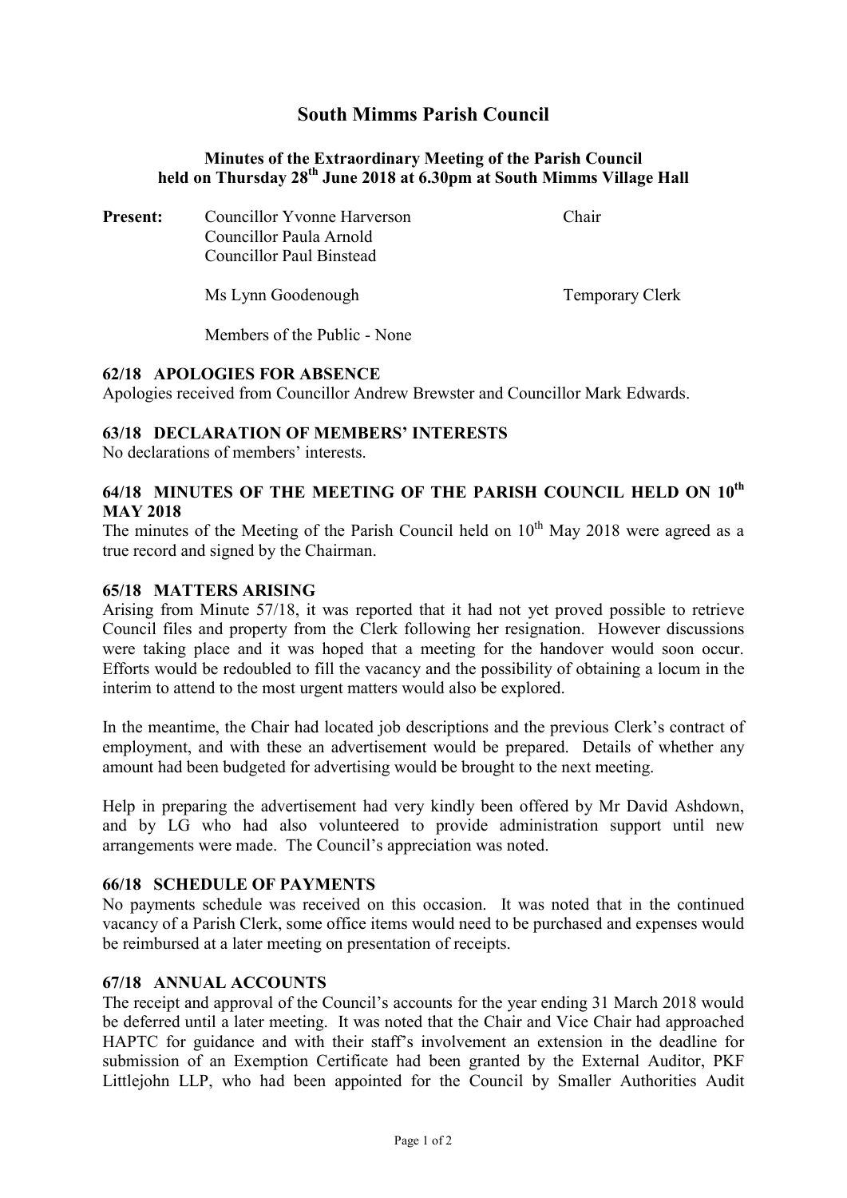# South Mimms Parish Council

### Minutes of the Extraordinary Meeting of the Parish Council held on Thursday 28th June 2018 at 6.30pm at South Mimms Village Hall

| **Present:** | Councillor Yvonne Harverson | Chair |
|---|---|---|
| | Councillor Paula Arnold | |
| | Councillor Paul Binstead | |
| | Ms Lynn Goodenough | Temporary Clerk |
| | Members of the Public - None | |

#### 62/18 APOLOGIES FOR ABSENCE

Apologies received from Councillor Andrew Brewster and Councillor Mark Edwards.

#### 63/18 DECLARATION OF MEMBERS' INTERESTS

No declarations of members' interests.

#### 64/18 MINUTES OF THE MEETING OF THE PARISH COUNCIL HELD ON 10th MAY 2018

The minutes of the Meeting of the Parish Council held on 10th May 2018 were agreed as a true record and signed by the Chairman.

#### 65/18 MATTERS ARISING

Arising from Minute 57/18, it was reported that it had not yet proved possible to retrieve Council files and property from the Clerk following her resignation. However discussions were taking place and it was hoped that a meeting for the handover would soon occur. Efforts would be redoubled to fill the vacancy and the possibility of obtaining a locum in the interim to attend to the most urgent matters would also be explored.

In the meantime, the Chair had located job descriptions and the previous Clerk's contract of employment, and with these an advertisement would be prepared. Details of whether any amount had been budgeted for advertising would be brought to the next meeting.

Help in preparing the advertisement had very kindly been offered by Mr David Ashdown, and by LG who had also volunteered to provide administration support until new arrangements were made. The Council's appreciation was noted.

#### 66/18 SCHEDULE OF PAYMENTS

No payments schedule was received on this occasion. It was noted that in the continued vacancy of a Parish Clerk, some office items would need to be purchased and expenses would be reimbursed at a later meeting on presentation of receipts.

#### 67/18 ANNUAL ACCOUNTS

The receipt and approval of the Council's accounts for the year ending 31 March 2018 would be deferred until a later meeting. It was noted that the Chair and Vice Chair had approached HAPTC for guidance and with their staff's involvement an extension in the deadline for submission of an Exemption Certificate had been granted by the External Auditor, PKF Littlejohn LLP, who had been appointed for the Council by Smaller Authorities Audit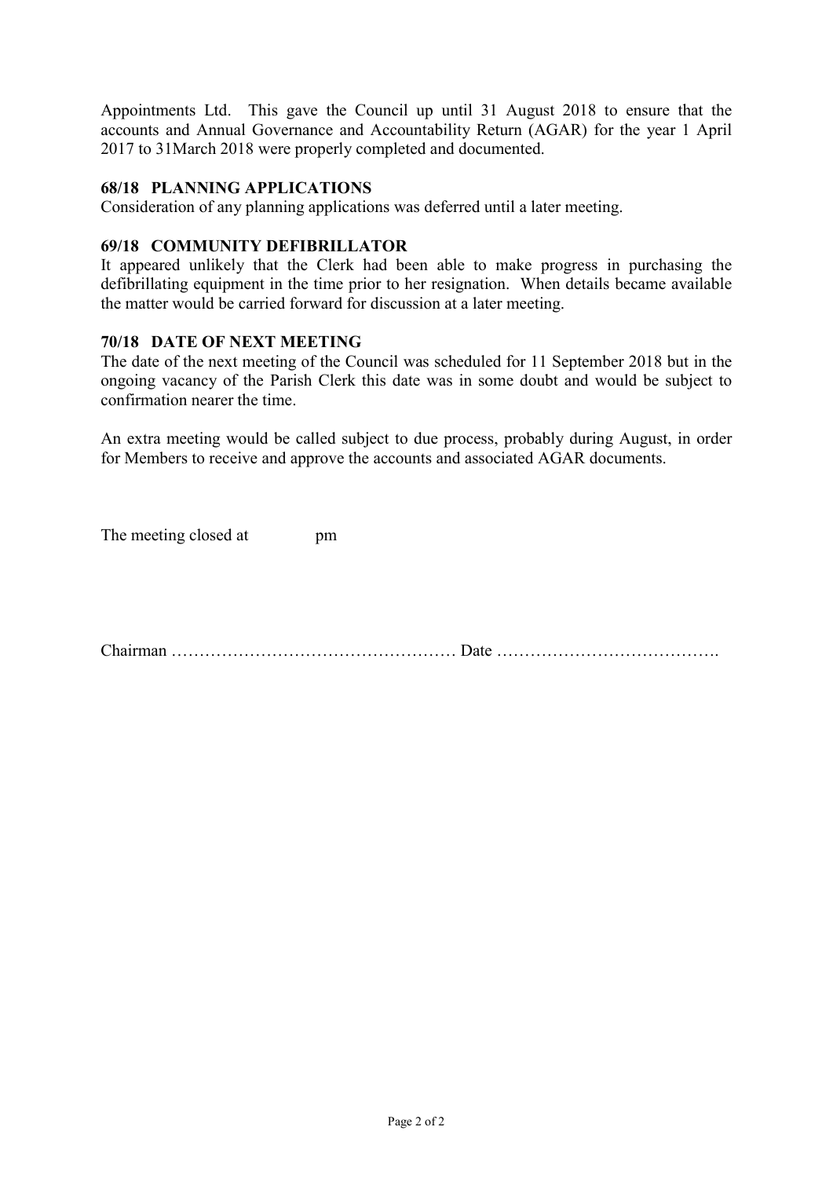Appointments Ltd. This gave the Council up until 31 August 2018 to ensure that the accounts and Annual Governance and Accountability Return (AGAR) for the year 1 April 2017 to 31March 2018 were properly completed and documented.

**68/18 PLANNING APPLICATIONS**

Consideration of any planning applications was deferred until a later meeting.

**69/18 COMMUNITY DEFIBRILLATOR**

It appeared unlikely that the Clerk had been able to make progress in purchasing the defibrillating equipment in the time prior to her resignation. When details became available the matter would be carried forward for discussion at a later meeting.

**70/18 DATE OF NEXT MEETING**

The date of the next meeting of the Council was scheduled for 11 September 2018 but in the ongoing vacancy of the Parish Clerk this date was in some doubt and would be subject to confirmation nearer the time.

An extra meeting would be called subject to due process, probably during August, in order for Members to receive and approve the accounts and associated AGAR documents.

The meeting closed at pm

Chairman …………………………………………… Date ………………………………….